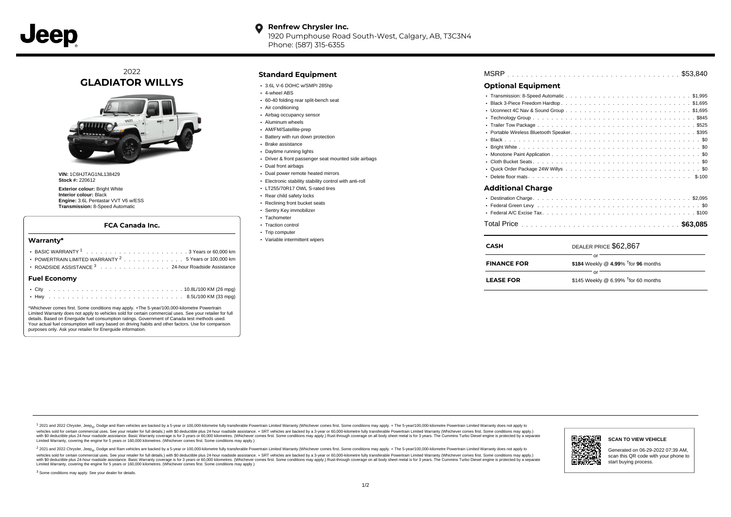Jeep

**Renfrew Chrysler Inc.**
1920 Pumphouse Road South-West, Calgary, AB, T3C3N4
Phone: (587) 315-6355

2022
# GLADIATOR WILLYS

**VIN:** 1C6HJTAG1NL138429
**Stock #:** 220612

**Exterior colour:** Bright White
**Interior colour:** Black
**Engine:** 3.6L Pentastar VVT V6 w/ESS
**Transmission:** 8-Speed Automatic

### FCA Canada Inc.

#### Warranty*

- BASIC WARRANTY [1] . . . . . . . . . . . . 3 Years or 60,000 km
- POWERTRAIN LIMITED WARRANTY [2] . . . . . . 5 Years or 100,000 km
- ROADSIDE ASSISTANCE [3] . . . . . . . . 24-hour Roadside Assistance

#### Fuel Economy

- City . . . . . . . . . . . . . . . 10.8L/100 KM (26 mpg)
- Hwy . . . . . . . . . . . . . . . 8.5L/100 KM (33 mpg)

*Whichever comes first. Some conditions may apply. +The 5-year/100,000-kilometre Powertrain Limited Warranty does not apply to vehicles sold for certain commercial uses. See your retailer for full details. Based on Energuide fuel consumption ratings. Government of Canada test methods used. Your actual fuel consumption will vary based on driving habits and other factors. Use for comparison purposes only. Ask your retailer for Energuide information.

## Standard Equipment

- 3.6L V-6 DOHC w/SMPI 285hp
- 4-wheel ABS
- 60-40 folding rear split-bench seat
- Air conditioning
- Airbag occupancy sensor
- Aluminum wheels
- AM/FM/Satellite-prep
- Battery with run down protection
- Brake assistance
- Daytime running lights
- Driver & front passenger seat mounted side airbags
- Dual front airbags
- Dual power remote heated mirrors
- Electronic stability stability control with anti-roll
- LT255/70R17 OWL S-rated tires
- Rear child safety locks
- Reclining front bucket seats
- Sentry Key immobilizer
- Tachometer
- Traction control
- Trip computer
- Variable intermittent wipers

MSRP . . . . . . . . . . . . . . . . . . $53,840

## Optional Equipment

- Transmission: 8-Speed Automatic . . . . . . . . . . $1,995
- Black 3-Piece Freedom Hardtop . . . . . . . . . . $1,695
- Uconnect 4C Nav & Sound Group . . . . . . . . . . $1,695
- Technology Group . . . . . . . . . . $845
- Trailer Tow Package . . . . . . . . . . $525
- Portable Wireless Bluetooth Speaker . . . . . . . . . . $395
- Black . . . . . . . . . . $0
- Bright White . . . . . . . . . . $0
- Monotone Paint Application . . . . . . . . . . $0
- Cloth Bucket Seats . . . . . . . . . . $0
- Quick Order Package 24W Willys . . . . . . . . . . $0
- Delete floor mats . . . . . . . . . . $-100

## Additional Charge

- Destination Charge . . . . . . . . . . $2,095
- Federal Green Levy . . . . . . . . . . $0
- Federal A/C Excise Tax . . . . . . . . . . $100

Total Price . . . . . . . . . . . . . . **$63,085**

| | |
|---|---|
| **CASH** | DEALER PRICE $62,867 |
| | or |
| **FINANCE FOR** | **$184** Weekly @ **4.99**% †for **96** months |
| | or |
| **LEASE FOR** | $145 Weekly @ 6.99% †for 60 months |

[1] 2021 and 2022 Chrysler, Jeep®, Dodge and Ram vehicles are backed by a 5-year or 100,000-kilometre fully transferable Powertrain Limited Warranty (Whichever comes first. Some conditions may apply. + The 5-year/100,000-kilometre Powertrain Limited Warranty does not apply to vehicles sold for certain commercial uses. See your retailer for full details.) with $0 deductible plus 24-hour roadside assistance. + SRT vehicles are backed by a 3-year or 60,000-kilometre fully transferable Powertrain Limited Warranty (Whichever comes first. Some conditions may apply.) with $0 deductible plus 24-hour roadside assistance. Basic Warranty coverage is for 3 years or 60,000 kilometres. (Whichever comes first. Some conditions may apply.) Rust-through coverage on all body sheet metal is for 3 years. The Cummins Turbo Diesel engine is protected by a separate Limited Warranty, covering the engine for 5 years or 160,000 kilometres. (Whichever comes first. Some conditions may apply.)

[2] 2021 and 2022 Chrysler, Jeep®, Dodge and Ram vehicles are backed by a 5-year or 100,000-kilometre fully transferable Powertrain Limited Warranty (Whichever comes first. Some conditions may apply. + The 5-year/100,000-kilometre Powertrain Limited Warranty does not apply to vehicles sold for certain commercial uses. See your retailer for full details.) with $0 deductible plus 24-hour roadside assistance. + SRT vehicles are backed by a 3-year or 60,000-kilometre fully transferable Powertrain Limited Warranty (Whichever comes first. Some conditions may apply.) with $0 deductible plus 24-hour roadside assistance. Basic Warranty coverage is for 3 years or 60,000 kilometres. (Whichever comes first. Some conditions may apply.) Rust-through coverage on all body sheet metal is for 3 years. The Cummins Turbo Diesel engine is protected by a separate Limited Warranty, covering the engine for 5 years or 160,000 kilometres. (Whichever comes first. Some conditions may apply.)

[3] Some conditions may apply. See your dealer for details.

**SCAN TO VIEW VEHICLE**

Generated on 06-29-2022 07:39 AM, scan this QR code with your phone to start buying process.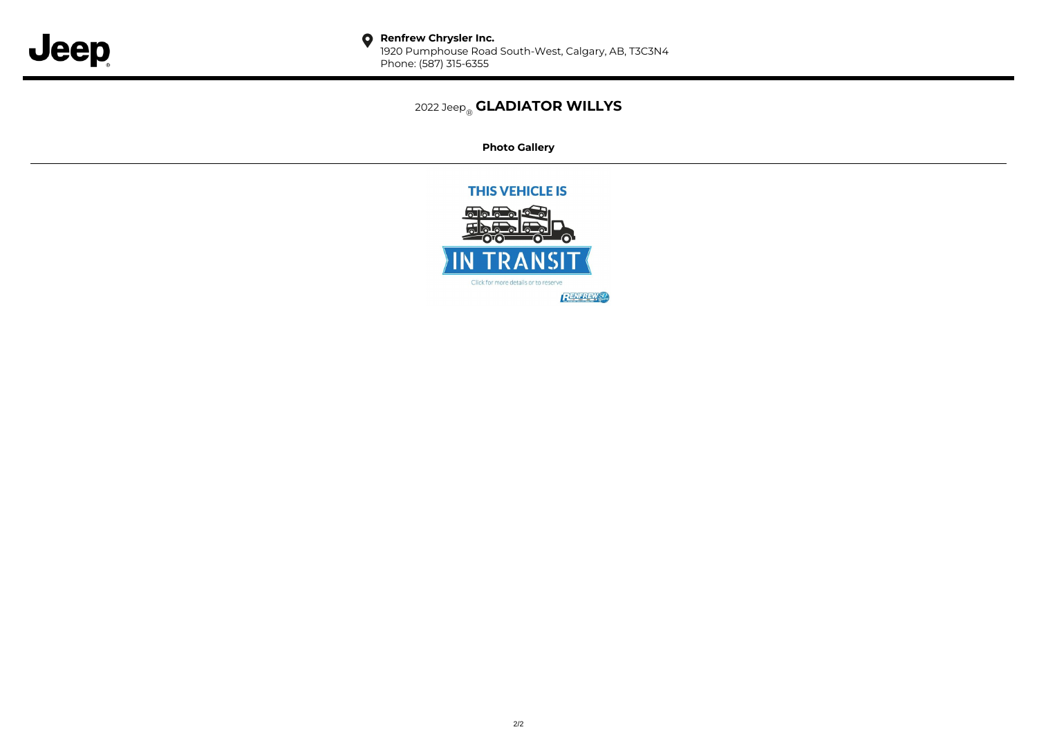Jeep

**Renfrew Chrysler Inc.**
1920 Pumphouse Road South-West, Calgary, AB, T3C3N4
Phone: (587) 315-6355

# 2022 Jeep® **GLADIATOR WILLYS**

**Photo Gallery**

THIS VEHICLE IS

IN TRANSIT

Click for more details or to reserve

RENFREW